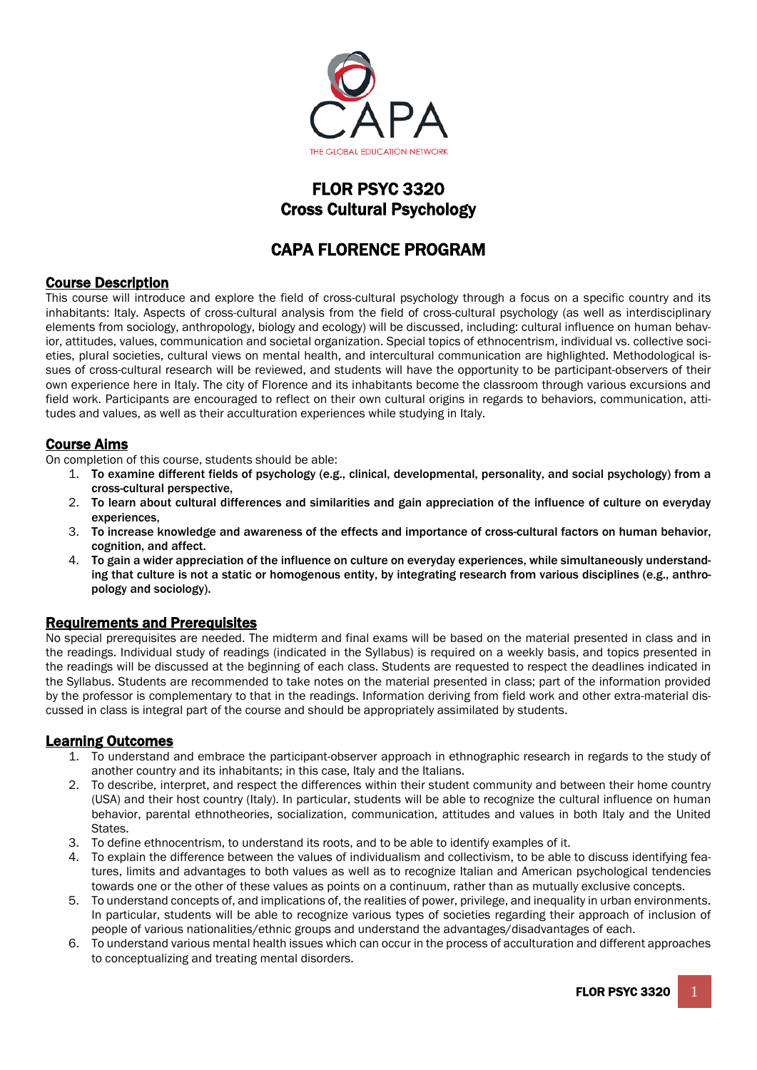CAPA

THE GLOBAL EDUCATION NETWORK

# FLOR PSYC 3320
# Cross Cultural Psychology

## CAPA FLORENCE PROGRAM

### Course Description

This course will introduce and explore the field of cross-cultural psychology through a focus on a specific country and its inhabitants: Italy. Aspects of cross-cultural analysis from the field of cross-cultural psychology (as well as interdisciplinary elements from sociology, anthropology, biology and ecology) will be discussed, including: cultural influence on human behavior, attitudes, values, communication and societal organization. Special topics of ethnocentrism, individual vs. collective societies, plural societies, cultural views on mental health, and intercultural communication are highlighted. Methodological issues of cross-cultural research will be reviewed, and students will have the opportunity to be participant-observers of their own experience here in Italy. The city of Florence and its inhabitants become the classroom through various excursions and field work. Participants are encouraged to reflect on their own cultural origins in regards to behaviors, communication, attitudes and values, as well as their acculturation experiences while studying in Italy.

### Course Aims

On completion of this course, students should be able:

1. **To examine different fields of psychology (e.g., clinical, developmental, personality, and social psychology) from a cross-cultural perspective,**
2. **To learn about cultural differences and similarities and gain appreciation of the influence of culture on everyday experiences,**
3. **To increase knowledge and awareness of the effects and importance of cross-cultural factors on human behavior, cognition, and affect.**
4. **To gain a wider appreciation of the influence on culture on everyday experiences, while simultaneously understanding that culture is not a static or homogenous entity, by integrating research from various disciplines (e.g., anthropology and sociology).**

### Requirements and Prerequisites

No special prerequisites are needed. The midterm and final exams will be based on the material presented in class and in the readings. Individual study of readings (indicated in the Syllabus) is required on a weekly basis, and topics presented in the readings will be discussed at the beginning of each class. Students are requested to respect the deadlines indicated in the Syllabus. Students are recommended to take notes on the material presented in class; part of the information provided by the professor is complementary to that in the readings. Information deriving from field work and other extra-material discussed in class is integral part of the course and should be appropriately assimilated by students.

### Learning Outcomes

1. To understand and embrace the participant-observer approach in ethnographic research in regards to the study of another country and its inhabitants; in this case, Italy and the Italians.
2. To describe, interpret, and respect the differences within their student community and between their home country (USA) and their host country (Italy). In particular, students will be able to recognize the cultural influence on human behavior, parental ethnotheories, socialization, communication, attitudes and values in both Italy and the United States.
3. To define ethnocentrism, to understand its roots, and to be able to identify examples of it.
4. To explain the difference between the values of individualism and collectivism, to be able to discuss identifying features, limits and advantages to both values as well as to recognize Italian and American psychological tendencies towards one or the other of these values as points on a continuum, rather than as mutually exclusive concepts.
5. To understand concepts of, and implications of, the realities of power, privilege, and inequality in urban environments. In particular, students will be able to recognize various types of societies regarding their approach of inclusion of people of various nationalities/ethnic groups and understand the advantages/disadvantages of each.
6. To understand various mental health issues which can occur in the process of acculturation and different approaches to conceptualizing and treating mental disorders.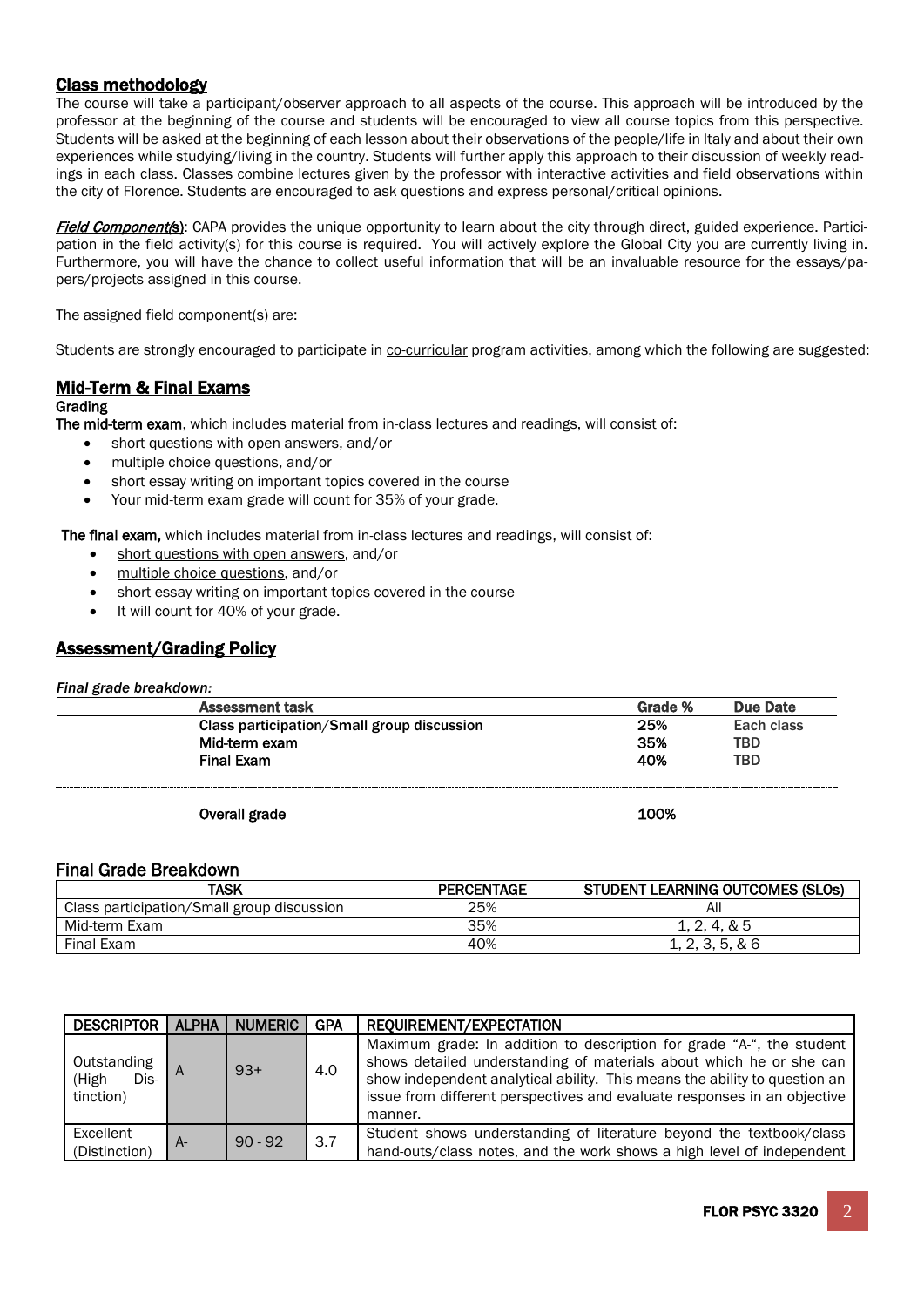## Class methodology

The course will take a participant/observer approach to all aspects of the course. This approach will be introduced by the professor at the beginning of the course and students will be encouraged to view all course topics from this perspective. Students will be asked at the beginning of each lesson about their observations of the people/life in Italy and about their own experiences while studying/living in the country. Students will further apply this approach to their discussion of weekly readings in each class. Classes combine lectures given by the professor with interactive activities and field observations within the city of Florence. Students are encouraged to ask questions and express personal/critical opinions.

***Field Component(s)***: CAPA provides the unique opportunity to learn about the city through direct, guided experience. Participation in the field activity(s) for this course is required. You will actively explore the Global City you are currently living in. Furthermore, you will have the chance to collect useful information that will be an invaluable resource for the essays/papers/projects assigned in this course.

The assigned field component(s) are:

Students are strongly encouraged to participate in co-curricular program activities, among which the following are suggested:

## Mid-Term & Final Exams

Grading

**The mid-term exam**, which includes material from in-class lectures and readings, will consist of:

- short questions with open answers, and/or
- multiple choice questions, and/or
- short essay writing on important topics covered in the course
- Your mid-term exam grade will count for 35% of your grade.

**The final exam,** which includes material from in-class lectures and readings, will consist of:

- short questions with open answers, and/or
- multiple choice questions, and/or
- short essay writing on important topics covered in the course
- It will count for 40% of your grade.

## Assessment/Grading Policy

*Final grade breakdown:*

| Assessment task | Grade % | Due Date |
|---|---|---|
| Class participation/Small group discussion | 25% | Each class |
| Mid-term exam | 35% | TBD |
| Final Exam | 40% | TBD |
| **Overall grade** | **100%** | |

### Final Grade Breakdown

| TASK | PERCENTAGE | STUDENT LEARNING OUTCOMES (SLOs) |
|---|---|---|
| Class participation/Small group discussion | 25% | All |
| Mid-term Exam | 35% | 1, 2, 4, & 5 |
| Final Exam | 40% | 1, 2, 3, 5, & 6 |

| DESCRIPTOR | ALPHA | NUMERIC | GPA | REQUIREMENT/EXPECTATION |
|---|---|---|---|---|
| Outstanding (High Distinction) | A | 93+ | 4.0 | Maximum grade: In addition to description for grade "A-", the student shows detailed understanding of materials about which he or she can show independent analytical ability. This means the ability to question an issue from different perspectives and evaluate responses in an objective manner. |
| Excellent (Distinction) | A- | 90 - 92 | 3.7 | Student shows understanding of literature beyond the textbook/class hand-outs/class notes, and the work shows a high level of independent |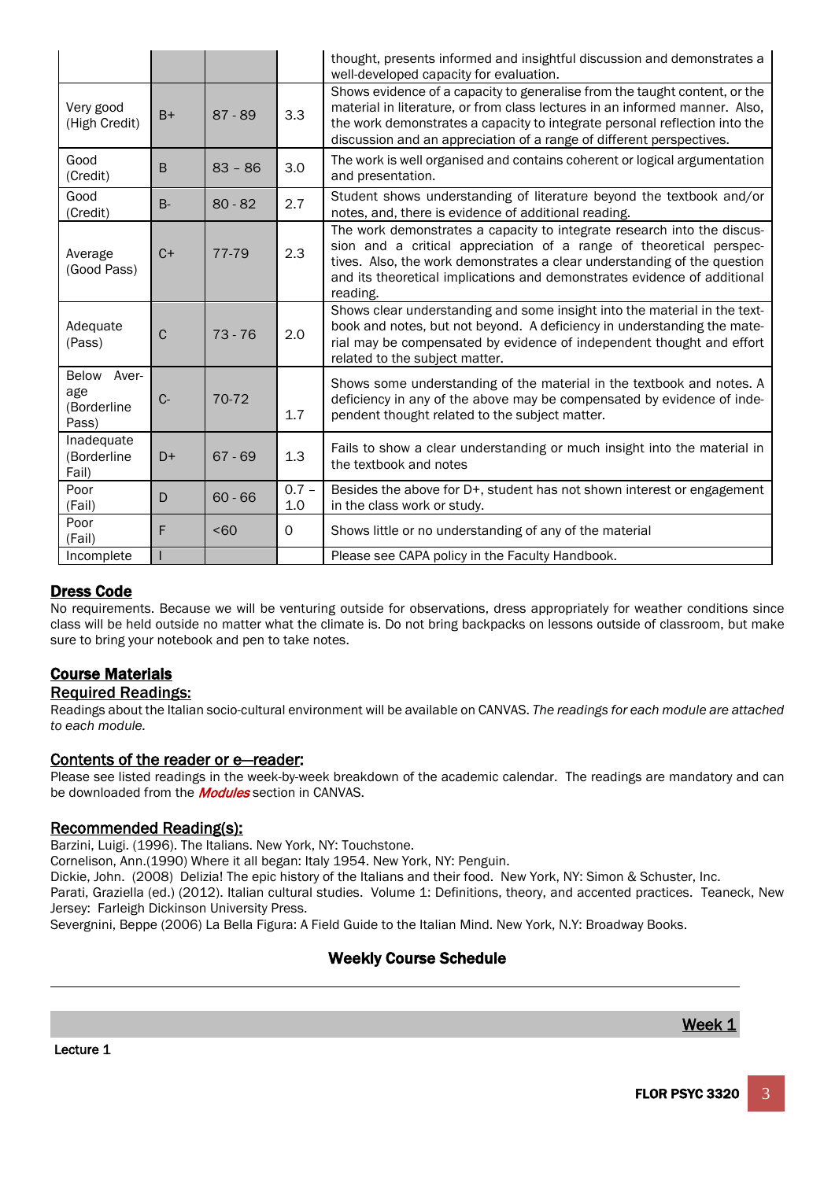| | | | | |
|---|---|---|---|---|
| | | | | thought, presents informed and insightful discussion and demonstrates a well-developed capacity for evaluation. |
| Very good (High Credit) | B+ | 87 - 89 | 3.3 | Shows evidence of a capacity to generalise from the taught content, or the material in literature, or from class lectures in an informed manner. Also, the work demonstrates a capacity to integrate personal reflection into the discussion and an appreciation of a range of different perspectives. |
| Good (Credit) | B | 83 – 86 | 3.0 | The work is well organised and contains coherent or logical argumentation and presentation. |
| Good (Credit) | B- | 80 - 82 | 2.7 | Student shows understanding of literature beyond the textbook and/or notes, and, there is evidence of additional reading. |
| Average (Good Pass) | C+ | 77-79 | 2.3 | The work demonstrates a capacity to integrate research into the discussion and a critical appreciation of a range of theoretical perspectives. Also, the work demonstrates a clear understanding of the question and its theoretical implications and demonstrates evidence of additional reading. |
| Adequate (Pass) | C | 73 - 76 | 2.0 | Shows clear understanding and some insight into the material in the textbook and notes, but not beyond. A deficiency in understanding the material may be compensated by evidence of independent thought and effort related to the subject matter. |
| Below Average (Borderline Pass) | C- | 70-72 | 1.7 | Shows some understanding of the material in the textbook and notes. A deficiency in any of the above may be compensated by evidence of independent thought related to the subject matter. |
| Inadequate (Borderline Fail) | D+ | 67 - 69 | 1.3 | Fails to show a clear understanding or much insight into the material in the textbook and notes |
| Poor (Fail) | D | 60 - 66 | 0.7 – 1.0 | Besides the above for D+, student has not shown interest or engagement in the class work or study. |
| Poor (Fail) | F | <60 | 0 | Shows little or no understanding of any of the material |
| Incomplete | I | | | Please see CAPA policy in the Faculty Handbook. |

## Dress Code

No requirements. Because we will be venturing outside for observations, dress appropriately for weather conditions since class will be held outside no matter what the climate is. Do not bring backpacks on lessons outside of classroom, but make sure to bring your notebook and pen to take notes.

## Course Materials

### Required Readings:

Readings about the Italian socio-cultural environment will be available on CANVAS. *The readings for each module are attached to each module.*

### Contents of the reader or e–reader:

Please see listed readings in the week-by-week breakdown of the academic calendar. The readings are mandatory and can be downloaded from the *Modules* section in CANVAS.

### Recommended Reading(s):

Barzini, Luigi. (1996). The Italians. New York, NY: Touchstone.
Cornelison, Ann.(1990) Where it all began: Italy 1954. New York, NY: Penguin.
Dickie, John. (2008) Delizia! The epic history of the Italians and their food. New York, NY: Simon & Schuster, Inc.
Parati, Graziella (ed.) (2012). Italian cultural studies. Volume 1: Definitions, theory, and accented practices. Teaneck, New Jersey: Farleigh Dickinson University Press.
Severgnini, Beppe (2006) La Bella Figura: A Field Guide to the Italian Mind. New York, N.Y: Broadway Books.

## Weekly Course Schedule

### Week 1

**Lecture 1**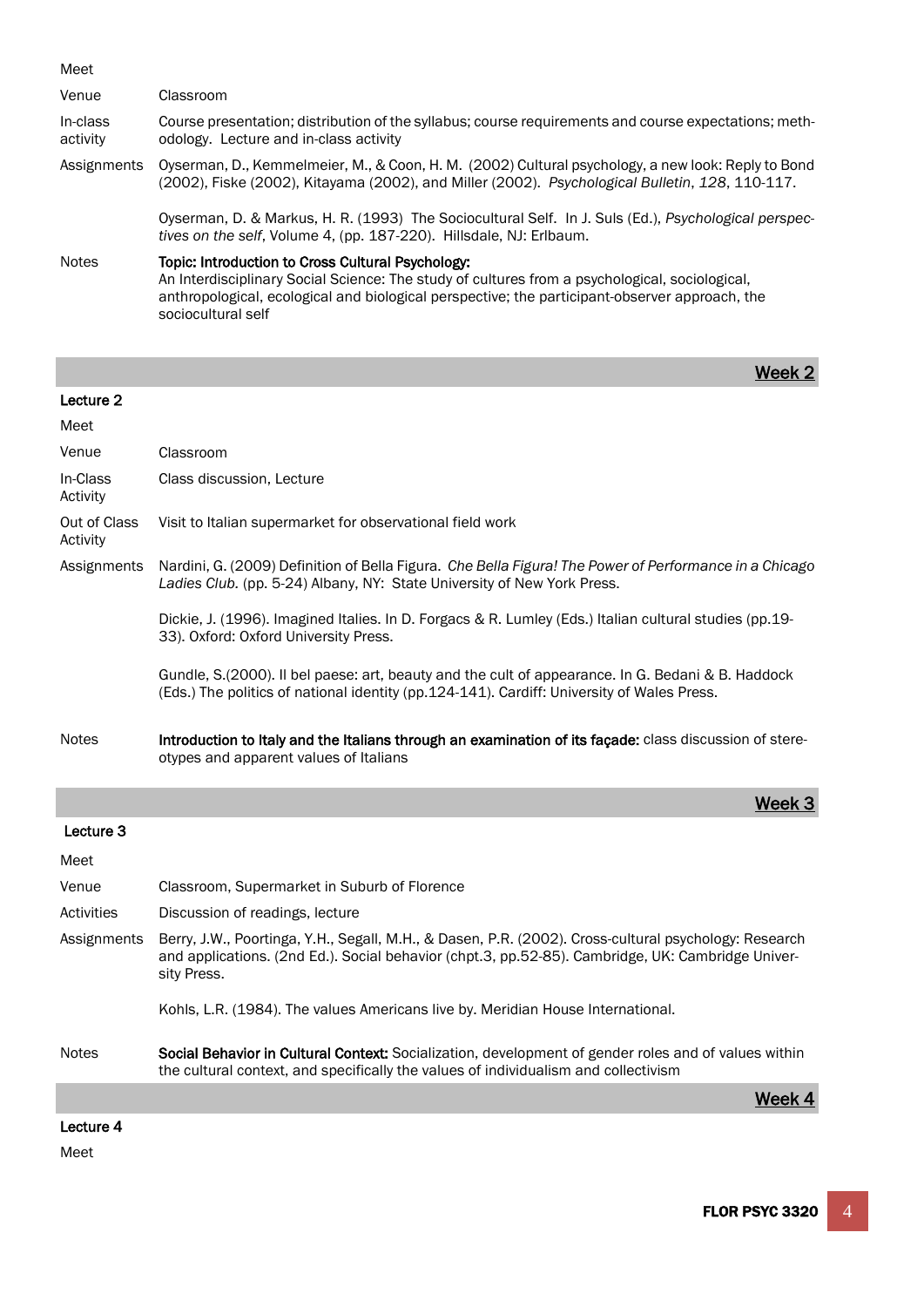| | |
|---|---|
| Meet | |
| Venue | Classroom |
| In-class activity | Course presentation; distribution of the syllabus; course requirements and course expectations; methodology. Lecture and in-class activity |
| Assignments | Oyserman, D., Kemmelmeier, M., & Coon, H. M. (2002) Cultural psychology, a new look: Reply to Bond (2002), Fiske (2002), Kitayama (2002), and Miller (2002). *Psychological Bulletin*, *128*, 110-117.<br><br>Oyserman, D. & Markus, H. R. (1993) The Sociocultural Self. In J. Suls (Ed.), *Psychological perspectives on the self*, Volume 4, (pp. 187-220). Hillsdale, NJ: Erlbaum. |
| Notes | **Topic: Introduction to Cross Cultural Psychology:**<br>An Interdisciplinary Social Science: The study of cultures from a psychological, sociological, anthropological, ecological and biological perspective; the participant-observer approach, the sociocultural self |

## Week 2

**Lecture 2**

| | |
|---|---|
| Meet | |
| Venue | Classroom |
| In-Class Activity | Class discussion, Lecture |
| Out of Class Activity | Visit to Italian supermarket for observational field work |
| Assignments | Nardini, G. (2009) Definition of Bella Figura. *Che Bella Figura! The Power of Performance in a Chicago Ladies Club.* (pp. 5-24) Albany, NY: State University of New York Press.<br><br>Dickie, J. (1996). Imagined Italies. In D. Forgacs & R. Lumley (Eds.) Italian cultural studies (pp.19-33). Oxford: Oxford University Press.<br><br>Gundle, S.(2000). Il bel paese: art, beauty and the cult of appearance. In G. Bedani & B. Haddock (Eds.) The politics of national identity (pp.124-141). Cardiff: University of Wales Press. |
| Notes | **Introduction to Italy and the Italians through an examination of its façade:** class discussion of stereotypes and apparent values of Italians |

## Week 3

**Lecture 3**

| | |
|---|---|
| Meet | |
| Venue | Classroom, Supermarket in Suburb of Florence |
| Activities | Discussion of readings, lecture |
| Assignments | Berry, J.W., Poortinga, Y.H., Segall, M.H., & Dasen, P.R. (2002). Cross-cultural psychology: Research and applications. (2nd Ed.). Social behavior (chpt.3, pp.52-85). Cambridge, UK: Cambridge University Press.<br><br>Kohls, L.R. (1984). The values Americans live by. Meridian House International. |
| Notes | **Social Behavior in Cultural Context:** Socialization, development of gender roles and of values within the cultural context, and specifically the values of individualism and collectivism |

## Week 4

**Lecture 4**

Meet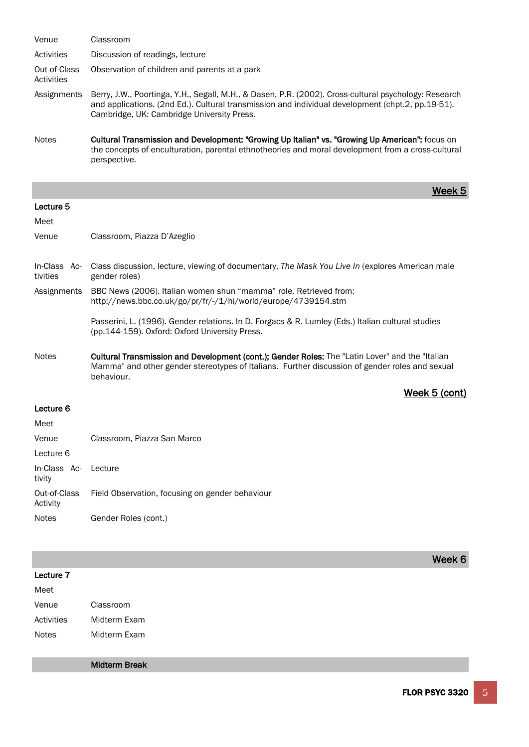| | |
|---|---|
| Venue | Classroom |
| Activities | Discussion of readings, lecture |
| Out-of-Class Activities | Observation of children and parents at a park |
| Assignments | Berry, J.W., Poortinga, Y.H., Segall, M.H., & Dasen, P.R. (2002). Cross-cultural psychology: Research and applications. (2nd Ed.). Cultural transmission and individual development (chpt.2, pp.19-51). Cambridge, UK: Cambridge University Press. |
| Notes | **Cultural Transmission and Development: "Growing Up Italian" vs. "Growing Up American":** focus on the concepts of enculturation, parental ethnotheories and moral development from a cross-cultural perspective. |

## Week 5

**Lecture 5**

| | |
|---|---|
| Meet | |
| Venue | Classroom, Piazza D'Azeglio |
| In-Class Activities | Class discussion, lecture, viewing of documentary, *The Mask You Live In* (explores American male gender roles) |
| Assignments | BBC News (2006). Italian women shun "mamma" role. Retrieved from: http://news.bbc.co.uk/go/pr/fr/-/1/hi/world/europe/4739154.stm<br><br>Passerini, L. (1996). Gender relations. In D. Forgacs & R. Lumley (Eds.) Italian cultural studies (pp.144-159). Oxford: Oxford University Press. |
| Notes | **Cultural Transmission and Development (cont.); Gender Roles:** The "Latin Lover" and the "Italian Mamma" and other gender stereotypes of Italians. Further discussion of gender roles and sexual behaviour. |

## Week 5 (cont)

**Lecture 6**

| | |
|---|---|
| Meet | |
| Venue | Classroom, Piazza San Marco |
| Lecture 6 | |
| In-Class Activity | Lecture |
| Out-of-Class Activity | Field Observation, focusing on gender behaviour |
| Notes | Gender Roles (cont.) |

## Week 6

**Lecture 7**

| | |
|---|---|
| Meet | |
| Venue | Classroom |
| Activities | Midterm Exam |
| Notes | Midterm Exam |

**Midterm Break**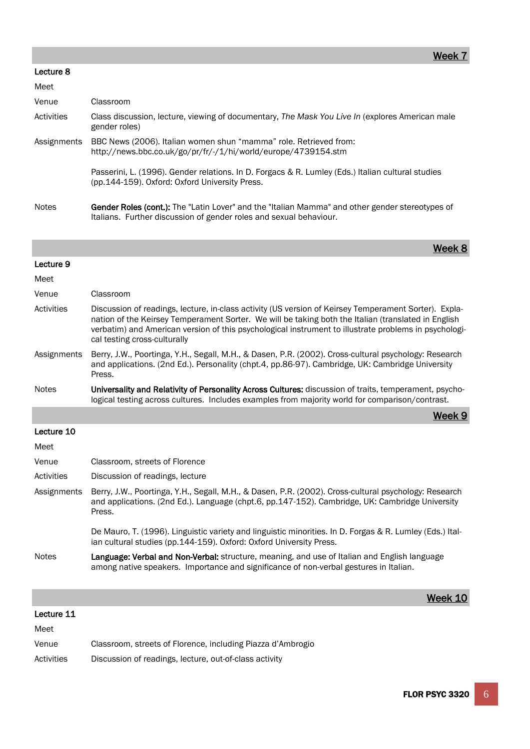## Week 7

### Lecture 8

| Meet | |
|---|---|
| Venue | Classroom |
| Activities | Class discussion, lecture, viewing of documentary, *The Mask You Live In* (explores American male gender roles) |
| Assignments | BBC News (2006). Italian women shun "mamma" role. Retrieved from: http://news.bbc.co.uk/go/pr/fr/-/1/hi/world/europe/4739154.stm<br><br>Passerini, L. (1996). Gender relations. In D. Forgacs & R. Lumley (Eds.) Italian cultural studies (pp.144-159). Oxford: Oxford University Press. |
| Notes | **Gender Roles (cont.):** The "Latin Lover" and the "Italian Mamma" and other gender stereotypes of Italians. Further discussion of gender roles and sexual behaviour. |

## Week 8

### Lecture 9

| Meet | |
|---|---|
| Venue | Classroom |
| Activities | Discussion of readings, lecture, in-class activity (US version of Keirsey Temperament Sorter). Explanation of the Keirsey Temperament Sorter. We will be taking both the Italian (translated in English verbatim) and American version of this psychological instrument to illustrate problems in psychological testing cross-culturally |
| Assignments | Berry, J.W., Poortinga, Y.H., Segall, M.H., & Dasen, P.R. (2002). Cross-cultural psychology: Research and applications. (2nd Ed.). Personality (chpt.4, pp.86-97). Cambridge, UK: Cambridge University Press. |
| Notes | **Universality and Relativity of Personality Across Cultures:** discussion of traits, temperament, psychological testing across cultures. Includes examples from majority world for comparison/contrast. |

## Week 9

### Lecture 10

| Meet | |
|---|---|
| Venue | Classroom, streets of Florence |
| Activities | Discussion of readings, lecture |
| Assignments | Berry, J.W., Poortinga, Y.H., Segall, M.H., & Dasen, P.R. (2002). Cross-cultural psychology: Research and applications. (2nd Ed.). Language (chpt.6, pp.147-152). Cambridge, UK: Cambridge University Press.<br><br>De Mauro, T. (1996). Linguistic variety and linguistic minorities. In D. Forgas & R. Lumley (Eds.) Italian cultural studies (pp.144-159). Oxford: Oxford University Press. |
| Notes | **Language: Verbal and Non-Verbal:** structure, meaning, and use of Italian and English language among native speakers. Importance and significance of non-verbal gestures in Italian. |

## Week 10

### Lecture 11

| Meet | |
|---|---|
| Venue | Classroom, streets of Florence, including Piazza d'Ambrogio |
| Activities | Discussion of readings, lecture, out-of-class activity |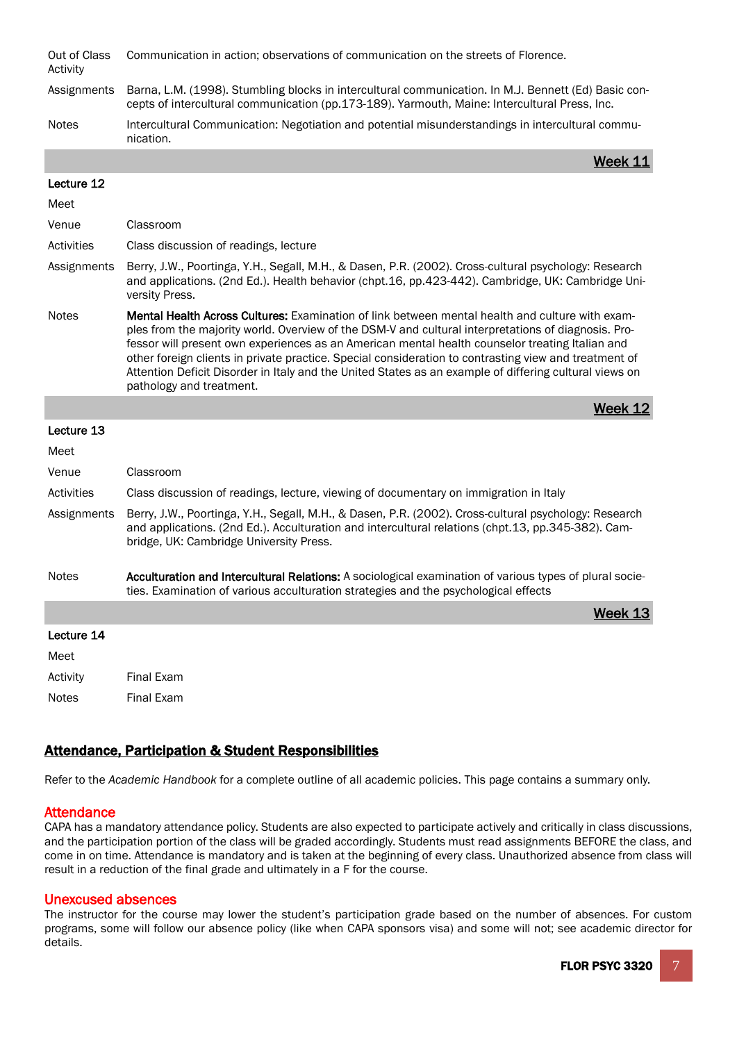| | |
|---|---|
| Out of Class Activity | Communication in action; observations of communication on the streets of Florence. |
| Assignments | Barna, L.M. (1998). Stumbling blocks in intercultural communication. In M.J. Bennett (Ed) Basic concepts of intercultural communication (pp.173-189). Yarmouth, Maine: Intercultural Press, Inc. |
| Notes | Intercultural Communication: Negotiation and potential misunderstandings in intercultural communication. |

## Week 11

**Lecture 12**

| | |
|---|---|
| Meet | |
| Venue | Classroom |
| Activities | Class discussion of readings, lecture |
| Assignments | Berry, J.W., Poortinga, Y.H., Segall, M.H., & Dasen, P.R. (2002). Cross-cultural psychology: Research and applications. (2nd Ed.). Health behavior (chpt.16, pp.423-442). Cambridge, UK: Cambridge University Press. |
| Notes | **Mental Health Across Cultures:** Examination of link between mental health and culture with examples from the majority world. Overview of the DSM-V and cultural interpretations of diagnosis. Professor will present own experiences as an American mental health counselor treating Italian and other foreign clients in private practice. Special consideration to contrasting view and treatment of Attention Deficit Disorder in Italy and the United States as an example of differing cultural views on pathology and treatment. |

## Week 12

**Lecture 13**

| | |
|---|---|
| Meet | |
| Venue | Classroom |
| Activities | Class discussion of readings, lecture, viewing of documentary on immigration in Italy |
| Assignments | Berry, J.W., Poortinga, Y.H., Segall, M.H., & Dasen, P.R. (2002). Cross-cultural psychology: Research and applications. (2nd Ed.). Acculturation and intercultural relations (chpt.13, pp.345-382). Cambridge, UK: Cambridge University Press. |
| Notes | **Acculturation and Intercultural Relations:** A sociological examination of various types of plural societies. Examination of various acculturation strategies and the psychological effects |

## Week 13

**Lecture 14**

| | |
|---|---|
| Meet | |
| Activity | Final Exam |
| Notes | Final Exam |

## Attendance, Participation & Student Responsibilities

Refer to the *Academic Handbook* for a complete outline of all academic policies. This page contains a summary only.

### Attendance

CAPA has a mandatory attendance policy. Students are also expected to participate actively and critically in class discussions, and the participation portion of the class will be graded accordingly. Students must read assignments BEFORE the class, and come in on time. Attendance is mandatory and is taken at the beginning of every class. Unauthorized absence from class will result in a reduction of the final grade and ultimately in a F for the course.

### Unexcused absences

The instructor for the course may lower the student's participation grade based on the number of absences. For custom programs, some will follow our absence policy (like when CAPA sponsors visa) and some will not; see academic director for details.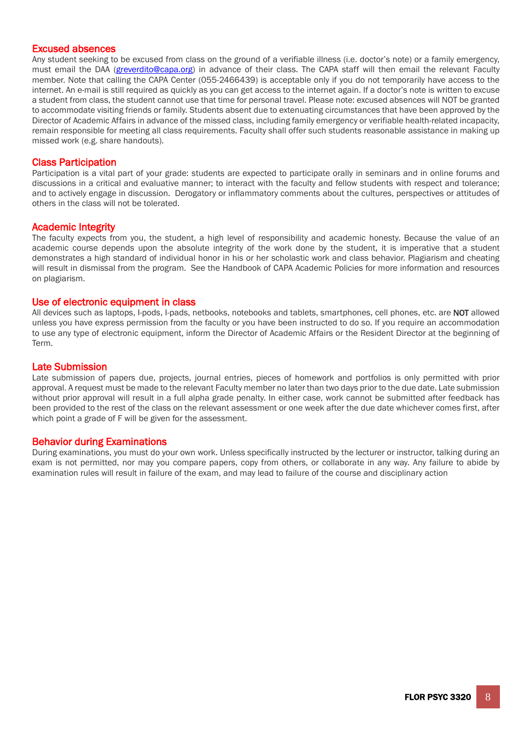## Excused absences

Any student seeking to be excused from class on the ground of a verifiable illness (i.e. doctor's note) or a family emergency, must email the DAA (greverdito@capa.org) in advance of their class. The CAPA staff will then email the relevant Faculty member. Note that calling the CAPA Center (055-2466439) is acceptable only if you do not temporarily have access to the internet. An e-mail is still required as quickly as you can get access to the internet again. If a doctor's note is written to excuse a student from class, the student cannot use that time for personal travel. Please note: excused absences will NOT be granted to accommodate visiting friends or family. Students absent due to extenuating circumstances that have been approved by the Director of Academic Affairs in advance of the missed class, including family emergency or verifiable health-related incapacity, remain responsible for meeting all class requirements. Faculty shall offer such students reasonable assistance in making up missed work (e.g. share handouts).

## Class Participation

Participation is a vital part of your grade: students are expected to participate orally in seminars and in online forums and discussions in a critical and evaluative manner; to interact with the faculty and fellow students with respect and tolerance; and to actively engage in discussion. Derogatory or inflammatory comments about the cultures, perspectives or attitudes of others in the class will not be tolerated.

## Academic Integrity

The faculty expects from you, the student, a high level of responsibility and academic honesty. Because the value of an academic course depends upon the absolute integrity of the work done by the student, it is imperative that a student demonstrates a high standard of individual honor in his or her scholastic work and class behavior. Plagiarism and cheating will result in dismissal from the program. See the Handbook of CAPA Academic Policies for more information and resources on plagiarism.

## Use of electronic equipment in class

All devices such as laptops, I-pods, I-pads, netbooks, notebooks and tablets, smartphones, cell phones, etc. are **NOT** allowed unless you have express permission from the faculty or you have been instructed to do so. If you require an accommodation to use any type of electronic equipment, inform the Director of Academic Affairs or the Resident Director at the beginning of Term.

## Late Submission

Late submission of papers due, projects, journal entries, pieces of homework and portfolios is only permitted with prior approval. A request must be made to the relevant Faculty member no later than two days prior to the due date. Late submission without prior approval will result in a full alpha grade penalty. In either case, work cannot be submitted after feedback has been provided to the rest of the class on the relevant assessment or one week after the due date whichever comes first, after which point a grade of F will be given for the assessment.

## Behavior during Examinations

During examinations, you must do your own work. Unless specifically instructed by the lecturer or instructor, talking during an exam is not permitted, nor may you compare papers, copy from others, or collaborate in any way. Any failure to abide by examination rules will result in failure of the exam, and may lead to failure of the course and disciplinary action